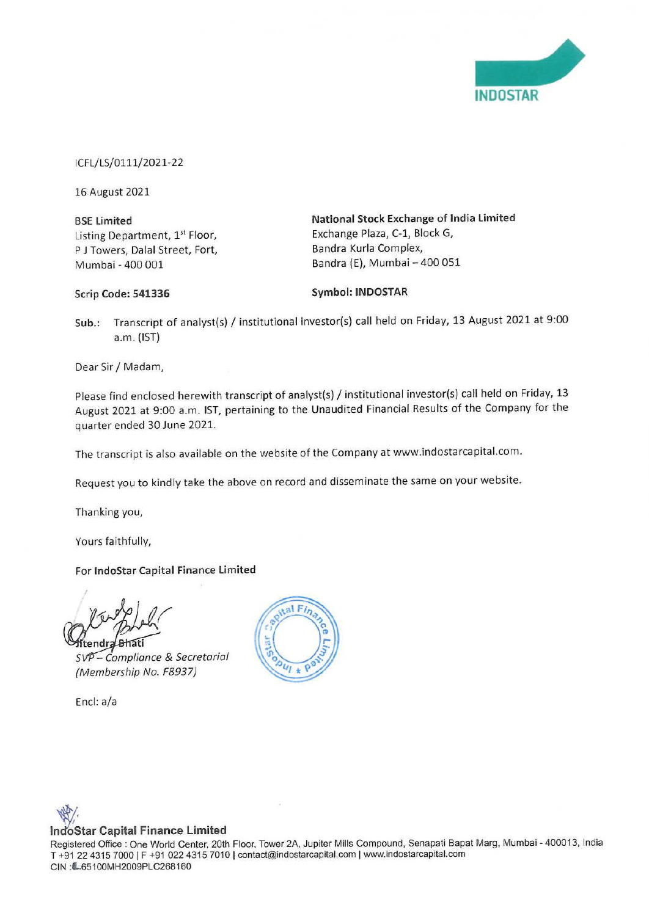INDOSTAR

ICFL/LS/0111/2021-22

16 August 2021

**BSE Limited**
Listing Department, 1st Floor,
P J Towers, Dalal Street, Fort,
Mumbai - 400 001

**Scrip Code: 541336**

**National Stock Exchange of India Limited**
Exchange Plaza, C-1, Block G,
Bandra Kurla Complex,
Bandra (E), Mumbai – 400 051

**Symbol: INDOSTAR**

**Sub.:** Transcript of analyst(s) / institutional investor(s) call held on Friday, 13 August 2021 at 9:00 a.m. (IST)

Dear Sir / Madam,

Please find enclosed herewith transcript of analyst(s) / institutional investor(s) call held on Friday, 13 August 2021 at 9:00 a.m. IST, pertaining to the Unaudited Financial Results of the Company for the quarter ended 30 June 2021.

The transcript is also available on the website of the Company at www.indostarcapital.com.

Request you to kindly take the above on record and disseminate the same on your website.

Thanking you,

Yours faithfully,

**For IndoStar Capital Finance Limited**

Jitendra Bhati
*SVP – Compliance & Secretarial*
*(Membership No. F8937)*

Encl: a/a

**IndoStar Capital Finance Limited**
Registered Office : One World Center, 20th Floor, Tower 2A, Jupiter Mills Compound, Senapati Bapat Marg, Mumbai - 400013, India
T +91 22 4315 7000 | F +91 022 4315 7010 | contact@indostarcapital.com | www.indostarcapital.com
CIN : L65100MH2009PLC268160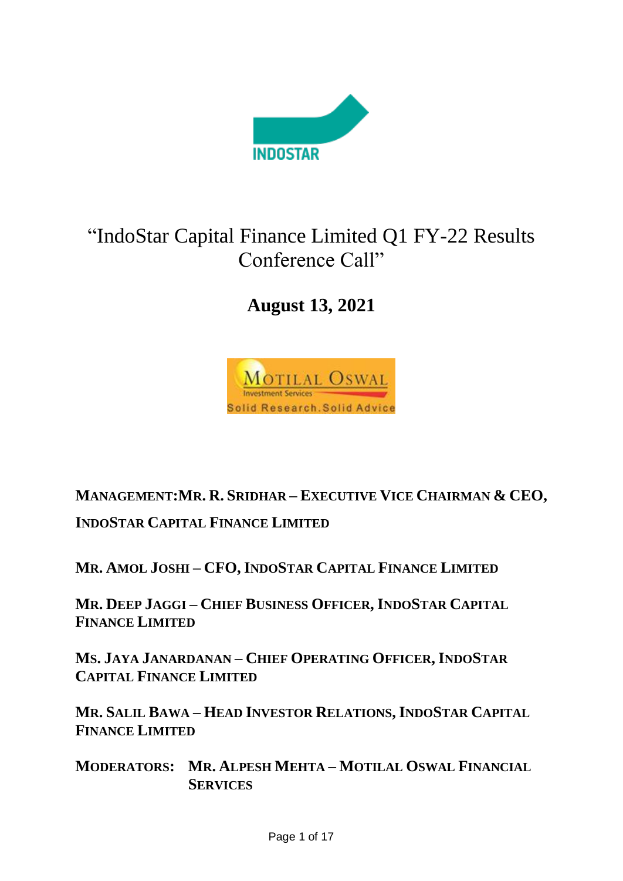# "IndoStar Capital Finance Limited Q1 FY-22 Results Conference Call"

## August 13, 2021

**MANAGEMENT: MR. R. SRIDHAR – EXECUTIVE VICE CHAIRMAN & CEO, INDOSTAR CAPITAL FINANCE LIMITED**

**MR. AMOL JOSHI – CFO, INDOSTAR CAPITAL FINANCE LIMITED**

**MR. DEEP JAGGI – CHIEF BUSINESS OFFICER, INDOSTAR CAPITAL FINANCE LIMITED**

**MS. JAYA JANARDANAN – CHIEF OPERATING OFFICER, INDOSTAR CAPITAL FINANCE LIMITED**

**MR. SALIL BAWA – HEAD INVESTOR RELATIONS, INDOSTAR CAPITAL FINANCE LIMITED**

**MODERATORS: MR. ALPESH MEHTA – MOTILAL OSWAL FINANCIAL SERVICES**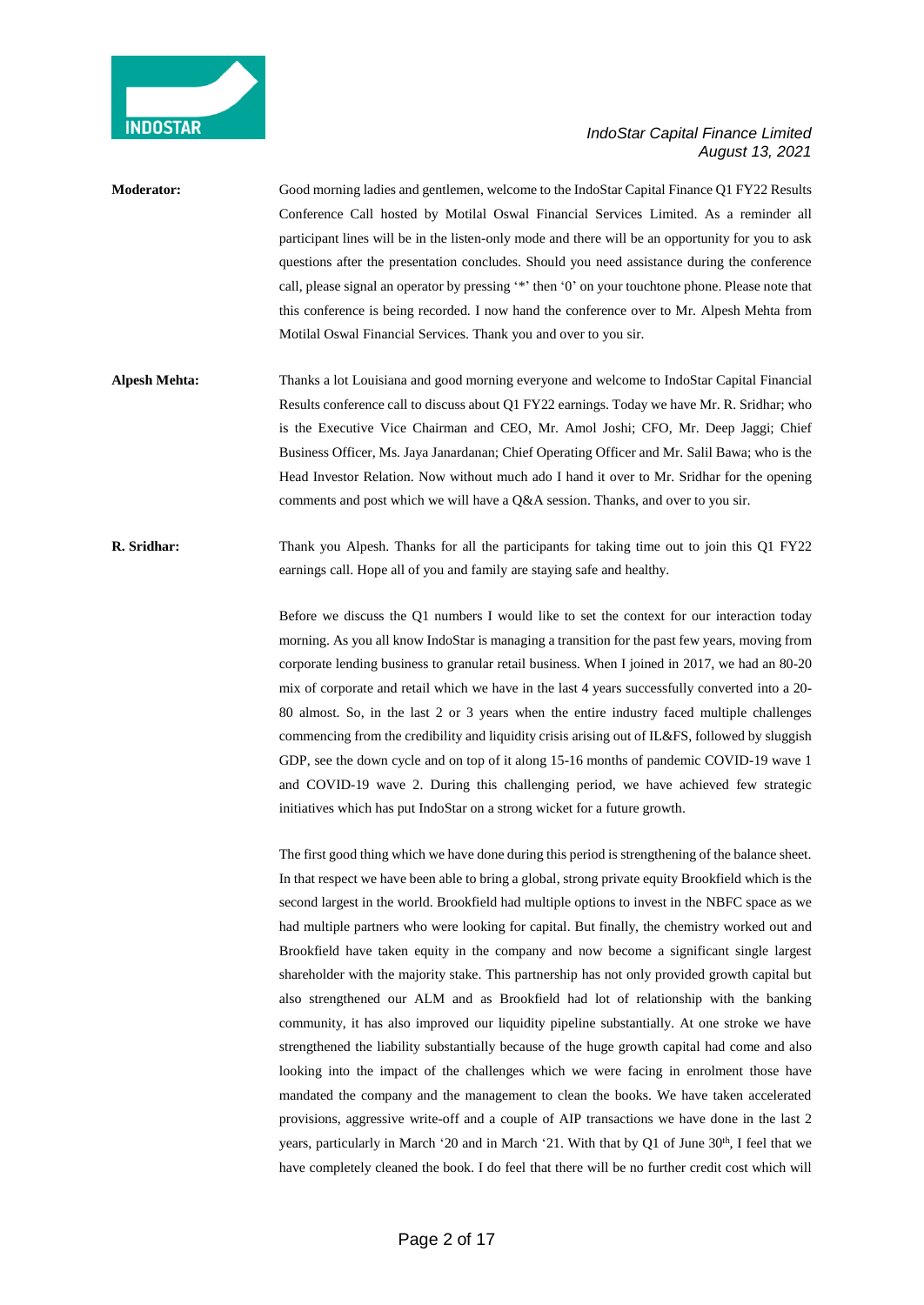**Moderator:** Good morning ladies and gentlemen, welcome to the IndoStar Capital Finance Q1 FY22 Results Conference Call hosted by Motilal Oswal Financial Services Limited. As a reminder all participant lines will be in the listen-only mode and there will be an opportunity for you to ask questions after the presentation concludes. Should you need assistance during the conference call, please signal an operator by pressing '*' then '0' on your touchtone phone. Please note that this conference is being recorded. I now hand the conference over to Mr. Alpesh Mehta from Motilal Oswal Financial Services. Thank you and over to you sir.

**Alpesh Mehta:** Thanks a lot Louisiana and good morning everyone and welcome to IndoStar Capital Financial Results conference call to discuss about Q1 FY22 earnings. Today we have Mr. R. Sridhar; who is the Executive Vice Chairman and CEO, Mr. Amol Joshi; CFO, Mr. Deep Jaggi; Chief Business Officer, Ms. Jaya Janardanan; Chief Operating Officer and Mr. Salil Bawa; who is the Head Investor Relation. Now without much ado I hand it over to Mr. Sridhar for the opening comments and post which we will have a Q&A session. Thanks, and over to you sir.

**R. Sridhar:** Thank you Alpesh. Thanks for all the participants for taking time out to join this Q1 FY22 earnings call. Hope all of you and family are staying safe and healthy.

Before we discuss the Q1 numbers I would like to set the context for our interaction today morning. As you all know IndoStar is managing a transition for the past few years, moving from corporate lending business to granular retail business. When I joined in 2017, we had an 80-20 mix of corporate and retail which we have in the last 4 years successfully converted into a 20-80 almost. So, in the last 2 or 3 years when the entire industry faced multiple challenges commencing from the credibility and liquidity crisis arising out of IL&FS, followed by sluggish GDP, see the down cycle and on top of it along 15-16 months of pandemic COVID-19 wave 1 and COVID-19 wave 2. During this challenging period, we have achieved few strategic initiatives which has put IndoStar on a strong wicket for a future growth.

The first good thing which we have done during this period is strengthening of the balance sheet. In that respect we have been able to bring a global, strong private equity Brookfield which is the second largest in the world. Brookfield had multiple options to invest in the NBFC space as we had multiple partners who were looking for capital. But finally, the chemistry worked out and Brookfield have taken equity in the company and now become a significant single largest shareholder with the majority stake. This partnership has not only provided growth capital but also strengthened our ALM and as Brookfield had lot of relationship with the banking community, it has also improved our liquidity pipeline substantially. At one stroke we have strengthened the liability substantially because of the huge growth capital had come and also looking into the impact of the challenges which we were facing in enrolment those have mandated the company and the management to clean the books. We have taken accelerated provisions, aggressive write-off and a couple of AIP transactions we have done in the last 2 years, particularly in March '20 and in March '21. With that by Q1 of June 30th, I feel that we have completely cleaned the book. I do feel that there will be no further credit cost which will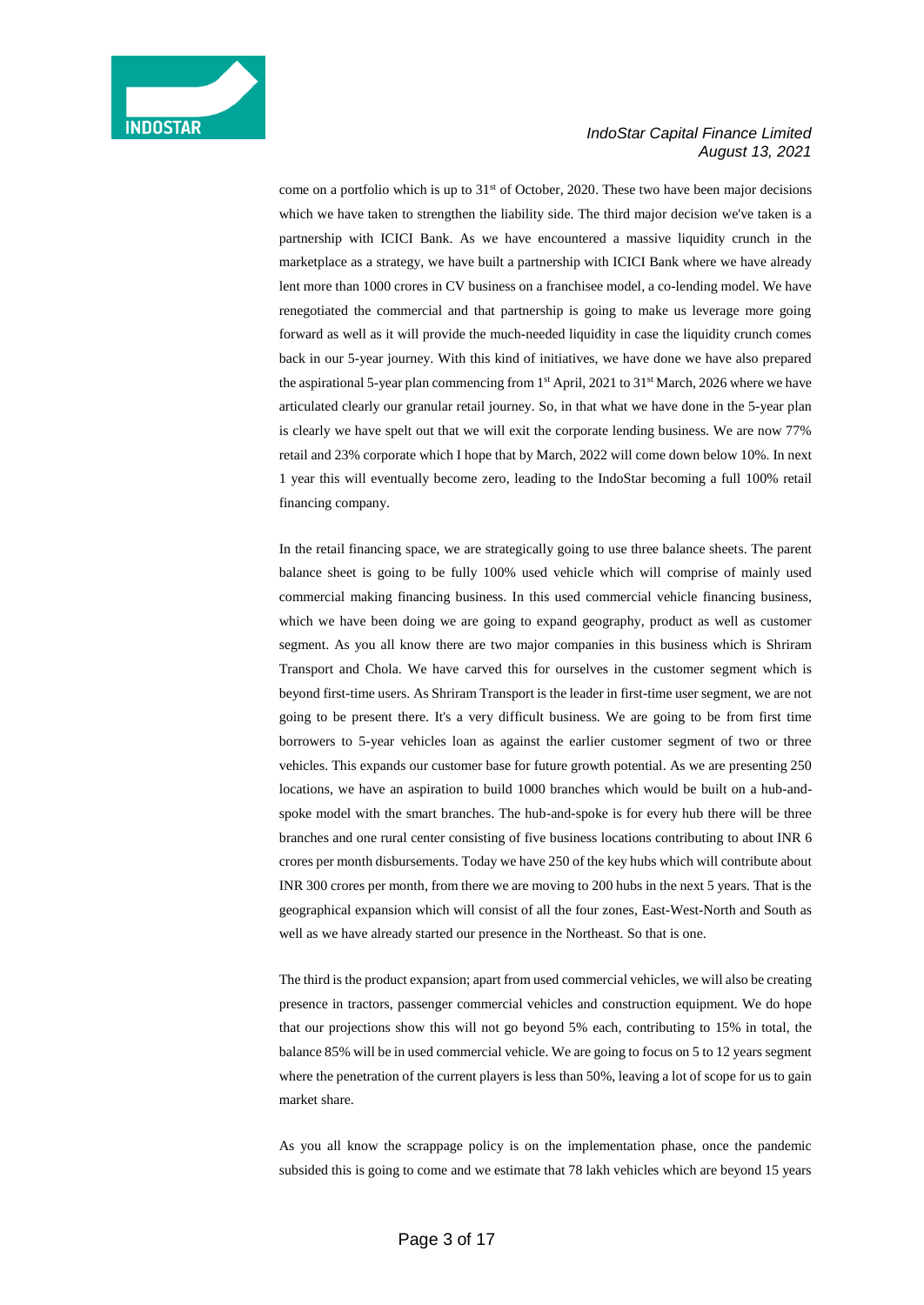come on a portfolio which is up to 31st of October, 2020. These two have been major decisions which we have taken to strengthen the liability side. The third major decision we've taken is a partnership with ICICI Bank. As we have encountered a massive liquidity crunch in the marketplace as a strategy, we have built a partnership with ICICI Bank where we have already lent more than 1000 crores in CV business on a franchisee model, a co-lending model. We have renegotiated the commercial and that partnership is going to make us leverage more going forward as well as it will provide the much-needed liquidity in case the liquidity crunch comes back in our 5-year journey. With this kind of initiatives, we have done we have also prepared the aspirational 5-year plan commencing from 1st April, 2021 to 31st March, 2026 where we have articulated clearly our granular retail journey. So, in that what we have done in the 5-year plan is clearly we have spelt out that we will exit the corporate lending business. We are now 77% retail and 23% corporate which I hope that by March, 2022 will come down below 10%. In next 1 year this will eventually become zero, leading to the IndoStar becoming a full 100% retail financing company.

In the retail financing space, we are strategically going to use three balance sheets. The parent balance sheet is going to be fully 100% used vehicle which will comprise of mainly used commercial making financing business. In this used commercial vehicle financing business, which we have been doing we are going to expand geography, product as well as customer segment. As you all know there are two major companies in this business which is Shriram Transport and Chola. We have carved this for ourselves in the customer segment which is beyond first-time users. As Shriram Transport is the leader in first-time user segment, we are not going to be present there. It's a very difficult business. We are going to be from first time borrowers to 5-year vehicles loan as against the earlier customer segment of two or three vehicles. This expands our customer base for future growth potential. As we are presenting 250 locations, we have an aspiration to build 1000 branches which would be built on a hub-and-spoke model with the smart branches. The hub-and-spoke is for every hub there will be three branches and one rural center consisting of five business locations contributing to about INR 6 crores per month disbursements. Today we have 250 of the key hubs which will contribute about INR 300 crores per month, from there we are moving to 200 hubs in the next 5 years. That is the geographical expansion which will consist of all the four zones, East-West-North and South as well as we have already started our presence in the Northeast. So that is one.

The third is the product expansion; apart from used commercial vehicles, we will also be creating presence in tractors, passenger commercial vehicles and construction equipment. We do hope that our projections show this will not go beyond 5% each, contributing to 15% in total, the balance 85% will be in used commercial vehicle. We are going to focus on 5 to 12 years segment where the penetration of the current players is less than 50%, leaving a lot of scope for us to gain market share.

As you all know the scrappage policy is on the implementation phase, once the pandemic subsided this is going to come and we estimate that 78 lakh vehicles which are beyond 15 years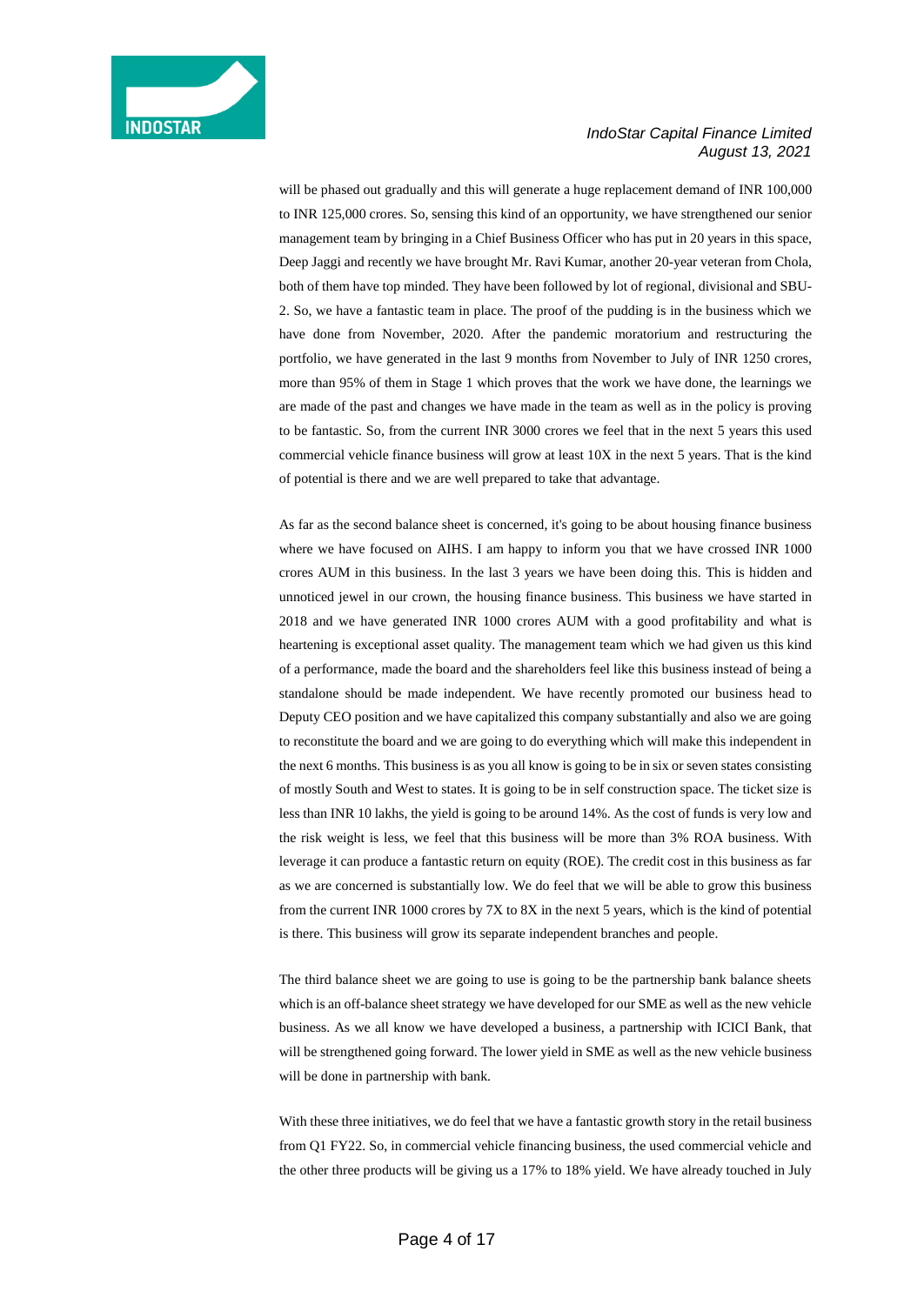will be phased out gradually and this will generate a huge replacement demand of INR 100,000 to INR 125,000 crores. So, sensing this kind of an opportunity, we have strengthened our senior management team by bringing in a Chief Business Officer who has put in 20 years in this space, Deep Jaggi and recently we have brought Mr. Ravi Kumar, another 20-year veteran from Chola, both of them have top minded. They have been followed by lot of regional, divisional and SBU-2. So, we have a fantastic team in place. The proof of the pudding is in the business which we have done from November, 2020. After the pandemic moratorium and restructuring the portfolio, we have generated in the last 9 months from November to July of INR 1250 crores, more than 95% of them in Stage 1 which proves that the work we have done, the learnings we are made of the past and changes we have made in the team as well as in the policy is proving to be fantastic. So, from the current INR 3000 crores we feel that in the next 5 years this used commercial vehicle finance business will grow at least 10X in the next 5 years. That is the kind of potential is there and we are well prepared to take that advantage.

As far as the second balance sheet is concerned, it's going to be about housing finance business where we have focused on AIHS. I am happy to inform you that we have crossed INR 1000 crores AUM in this business. In the last 3 years we have been doing this. This is hidden and unnoticed jewel in our crown, the housing finance business. This business we have started in 2018 and we have generated INR 1000 crores AUM with a good profitability and what is heartening is exceptional asset quality. The management team which we had given us this kind of a performance, made the board and the shareholders feel like this business instead of being a standalone should be made independent. We have recently promoted our business head to Deputy CEO position and we have capitalized this company substantially and also we are going to reconstitute the board and we are going to do everything which will make this independent in the next 6 months. This business is as you all know is going to be in six or seven states consisting of mostly South and West to states. It is going to be in self construction space. The ticket size is less than INR 10 lakhs, the yield is going to be around 14%. As the cost of funds is very low and the risk weight is less, we feel that this business will be more than 3% ROA business. With leverage it can produce a fantastic return on equity (ROE). The credit cost in this business as far as we are concerned is substantially low. We do feel that we will be able to grow this business from the current INR 1000 crores by 7X to 8X in the next 5 years, which is the kind of potential is there. This business will grow its separate independent branches and people.

The third balance sheet we are going to use is going to be the partnership bank balance sheets which is an off-balance sheet strategy we have developed for our SME as well as the new vehicle business. As we all know we have developed a business, a partnership with ICICI Bank, that will be strengthened going forward. The lower yield in SME as well as the new vehicle business will be done in partnership with bank.

With these three initiatives, we do feel that we have a fantastic growth story in the retail business from Q1 FY22. So, in commercial vehicle financing business, the used commercial vehicle and the other three products will be giving us a 17% to 18% yield. We have already touched in July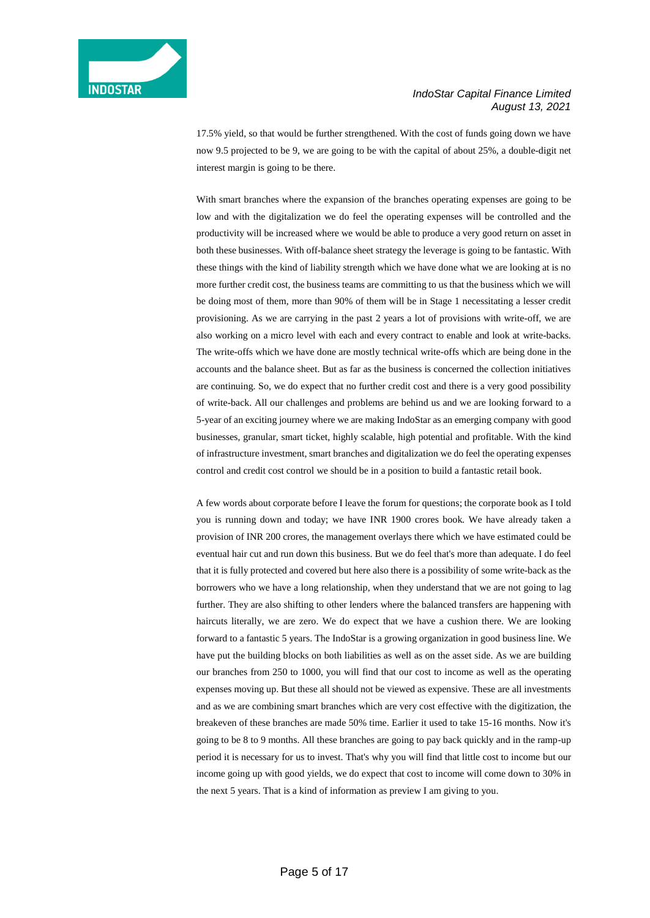17.5% yield, so that would be further strengthened. With the cost of funds going down we have now 9.5 projected to be 9, we are going to be with the capital of about 25%, a double-digit net interest margin is going to be there.

With smart branches where the expansion of the branches operating expenses are going to be low and with the digitalization we do feel the operating expenses will be controlled and the productivity will be increased where we would be able to produce a very good return on asset in both these businesses. With off-balance sheet strategy the leverage is going to be fantastic. With these things with the kind of liability strength which we have done what we are looking at is no more further credit cost, the business teams are committing to us that the business which we will be doing most of them, more than 90% of them will be in Stage 1 necessitating a lesser credit provisioning. As we are carrying in the past 2 years a lot of provisions with write-off, we are also working on a micro level with each and every contract to enable and look at write-backs. The write-offs which we have done are mostly technical write-offs which are being done in the accounts and the balance sheet. But as far as the business is concerned the collection initiatives are continuing. So, we do expect that no further credit cost and there is a very good possibility of write-back. All our challenges and problems are behind us and we are looking forward to a 5-year of an exciting journey where we are making IndoStar as an emerging company with good businesses, granular, smart ticket, highly scalable, high potential and profitable. With the kind of infrastructure investment, smart branches and digitalization we do feel the operating expenses control and credit cost control we should be in a position to build a fantastic retail book.

A few words about corporate before I leave the forum for questions; the corporate book as I told you is running down and today; we have INR 1900 crores book. We have already taken a provision of INR 200 crores, the management overlays there which we have estimated could be eventual hair cut and run down this business. But we do feel that's more than adequate. I do feel that it is fully protected and covered but here also there is a possibility of some write-back as the borrowers who we have a long relationship, when they understand that we are not going to lag further. They are also shifting to other lenders where the balanced transfers are happening with haircuts literally, we are zero. We do expect that we have a cushion there. We are looking forward to a fantastic 5 years. The IndoStar is a growing organization in good business line. We have put the building blocks on both liabilities as well as on the asset side. As we are building our branches from 250 to 1000, you will find that our cost to income as well as the operating expenses moving up. But these all should not be viewed as expensive. These are all investments and as we are combining smart branches which are very cost effective with the digitization, the breakeven of these branches are made 50% time. Earlier it used to take 15-16 months. Now it's going to be 8 to 9 months. All these branches are going to pay back quickly and in the ramp-up period it is necessary for us to invest. That's why you will find that little cost to income but our income going up with good yields, we do expect that cost to income will come down to 30% in the next 5 years. That is a kind of information as preview I am giving to you.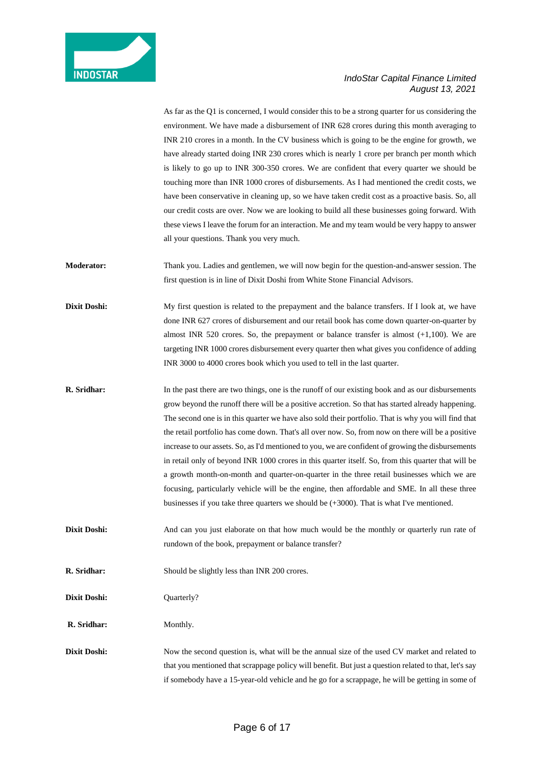As far as the Q1 is concerned, I would consider this to be a strong quarter for us considering the environment. We have made a disbursement of INR 628 crores during this month averaging to INR 210 crores in a month. In the CV business which is going to be the engine for growth, we have already started doing INR 230 crores which is nearly 1 crore per branch per month which is likely to go up to INR 300-350 crores. We are confident that every quarter we should be touching more than INR 1000 crores of disbursements. As I had mentioned the credit costs, we have been conservative in cleaning up, so we have taken credit cost as a proactive basis. So, all our credit costs are over. Now we are looking to build all these businesses going forward. With these views I leave the forum for an interaction. Me and my team would be very happy to answer all your questions. Thank you very much.

**Moderator:** Thank you. Ladies and gentlemen, we will now begin for the question-and-answer session. The first question is in line of Dixit Doshi from White Stone Financial Advisors.

**Dixit Doshi:** My first question is related to the prepayment and the balance transfers. If I look at, we have done INR 627 crores of disbursement and our retail book has come down quarter-on-quarter by almost INR 520 crores. So, the prepayment or balance transfer is almost (+1,100). We are targeting INR 1000 crores disbursement every quarter then what gives you confidence of adding INR 3000 to 4000 crores book which you used to tell in the last quarter.

**R. Sridhar:** In the past there are two things, one is the runoff of our existing book and as our disbursements grow beyond the runoff there will be a positive accretion. So that has started already happening. The second one is in this quarter we have also sold their portfolio. That is why you will find that the retail portfolio has come down. That's all over now. So, from now on there will be a positive increase to our assets. So, as I'd mentioned to you, we are confident of growing the disbursements in retail only of beyond INR 1000 crores in this quarter itself. So, from this quarter that will be a growth month-on-month and quarter-on-quarter in the three retail businesses which we are focusing, particularly vehicle will be the engine, then affordable and SME. In all these three businesses if you take three quarters we should be (+3000). That is what I've mentioned.

**Dixit Doshi:** And can you just elaborate on that how much would be the monthly or quarterly run rate of rundown of the book, prepayment or balance transfer?

**R. Sridhar:** Should be slightly less than INR 200 crores.

**Dixit Doshi:** Quarterly?

**R. Sridhar:** Monthly.

**Dixit Doshi:** Now the second question is, what will be the annual size of the used CV market and related to that you mentioned that scrappage policy will benefit. But just a question related to that, let's say if somebody have a 15-year-old vehicle and he go for a scrappage, he will be getting in some of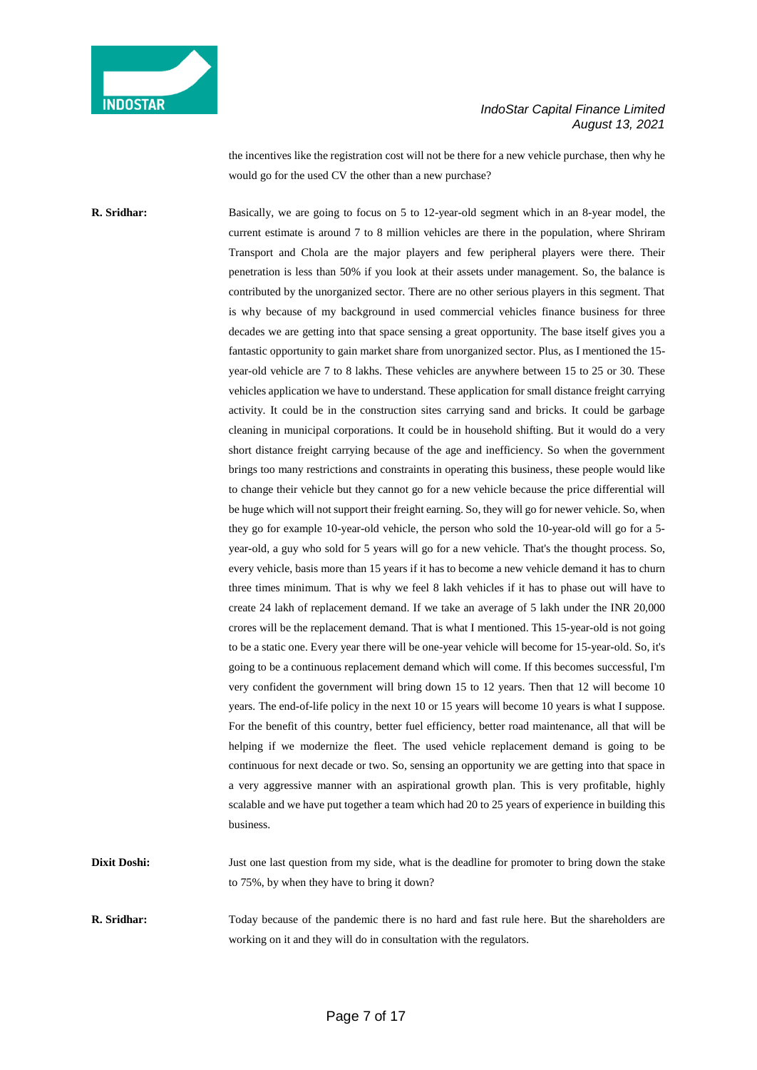the incentives like the registration cost will not be there for a new vehicle purchase, then why he would go for the used CV the other than a new purchase?

**R. Sridhar:** Basically, we are going to focus on 5 to 12-year-old segment which in an 8-year model, the current estimate is around 7 to 8 million vehicles are there in the population, where Shriram Transport and Chola are the major players and few peripheral players were there. Their penetration is less than 50% if you look at their assets under management. So, the balance is contributed by the unorganized sector. There are no other serious players in this segment. That is why because of my background in used commercial vehicles finance business for three decades we are getting into that space sensing a great opportunity. The base itself gives you a fantastic opportunity to gain market share from unorganized sector. Plus, as I mentioned the 15-year-old vehicle are 7 to 8 lakhs. These vehicles are anywhere between 15 to 25 or 30. These vehicles application we have to understand. These application for small distance freight carrying activity. It could be in the construction sites carrying sand and bricks. It could be garbage cleaning in municipal corporations. It could be in household shifting. But it would do a very short distance freight carrying because of the age and inefficiency. So when the government brings too many restrictions and constraints in operating this business, these people would like to change their vehicle but they cannot go for a new vehicle because the price differential will be huge which will not support their freight earning. So, they will go for newer vehicle. So, when they go for example 10-year-old vehicle, the person who sold the 10-year-old will go for a 5-year-old, a guy who sold for 5 years will go for a new vehicle. That's the thought process. So, every vehicle, basis more than 15 years if it has to become a new vehicle demand it has to churn three times minimum. That is why we feel 8 lakh vehicles if it has to phase out will have to create 24 lakh of replacement demand. If we take an average of 5 lakh under the INR 20,000 crores will be the replacement demand. That is what I mentioned. This 15-year-old is not going to be a static one. Every year there will be one-year vehicle will become for 15-year-old. So, it's going to be a continuous replacement demand which will come. If this becomes successful, I'm very confident the government will bring down 15 to 12 years. Then that 12 will become 10 years. The end-of-life policy in the next 10 or 15 years will become 10 years is what I suppose. For the benefit of this country, better fuel efficiency, better road maintenance, all that will be helping if we modernize the fleet. The used vehicle replacement demand is going to be continuous for next decade or two. So, sensing an opportunity we are getting into that space in a very aggressive manner with an aspirational growth plan. This is very profitable, highly scalable and we have put together a team which had 20 to 25 years of experience in building this business.

**Dixit Doshi:** Just one last question from my side, what is the deadline for promoter to bring down the stake to 75%, by when they have to bring it down?

**R. Sridhar:** Today because of the pandemic there is no hard and fast rule here. But the shareholders are working on it and they will do in consultation with the regulators.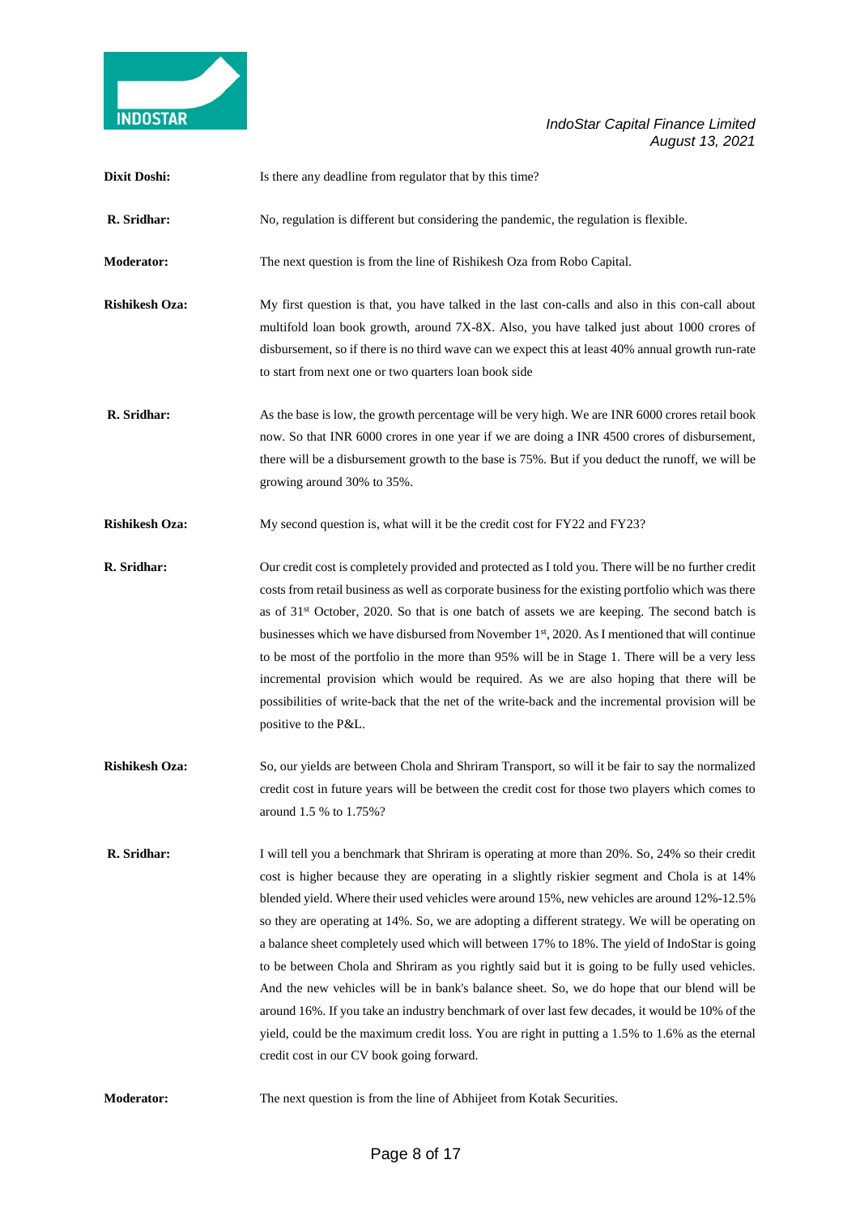**Dixit Doshi:** Is there any deadline from regulator that by this time?

**R. Sridhar:** No, regulation is different but considering the pandemic, the regulation is flexible.

**Moderator:** The next question is from the line of Rishikesh Oza from Robo Capital.

**Rishikesh Oza:** My first question is that, you have talked in the last con-calls and also in this con-call about multifold loan book growth, around 7X-8X. Also, you have talked just about 1000 crores of disbursement, so if there is no third wave can we expect this at least 40% annual growth run-rate to start from next one or two quarters loan book side

**R. Sridhar:** As the base is low, the growth percentage will be very high. We are INR 6000 crores retail book now. So that INR 6000 crores in one year if we are doing a INR 4500 crores of disbursement, there will be a disbursement growth to the base is 75%. But if you deduct the runoff, we will be growing around 30% to 35%.

**Rishikesh Oza:** My second question is, what will it be the credit cost for FY22 and FY23?

**R. Sridhar:** Our credit cost is completely provided and protected as I told you. There will be no further credit costs from retail business as well as corporate business for the existing portfolio which was there as of 31st October, 2020. So that is one batch of assets we are keeping. The second batch is businesses which we have disbursed from November 1st, 2020. As I mentioned that will continue to be most of the portfolio in the more than 95% will be in Stage 1. There will be a very less incremental provision which would be required. As we are also hoping that there will be possibilities of write-back that the net of the write-back and the incremental provision will be positive to the P&L.

**Rishikesh Oza:** So, our yields are between Chola and Shriram Transport, so will it be fair to say the normalized credit cost in future years will be between the credit cost for those two players which comes to around 1.5 % to 1.75%?

**R. Sridhar:** I will tell you a benchmark that Shriram is operating at more than 20%. So, 24% so their credit cost is higher because they are operating in a slightly riskier segment and Chola is at 14% blended yield. Where their used vehicles were around 15%, new vehicles are around 12%-12.5% so they are operating at 14%. So, we are adopting a different strategy. We will be operating on a balance sheet completely used which will between 17% to 18%. The yield of IndoStar is going to be between Chola and Shriram as you rightly said but it is going to be fully used vehicles. And the new vehicles will be in bank's balance sheet. So, we do hope that our blend will be around 16%. If you take an industry benchmark of over last few decades, it would be 10% of the yield, could be the maximum credit loss. You are right in putting a 1.5% to 1.6% as the eternal credit cost in our CV book going forward.

**Moderator:** The next question is from the line of Abhijeet from Kotak Securities.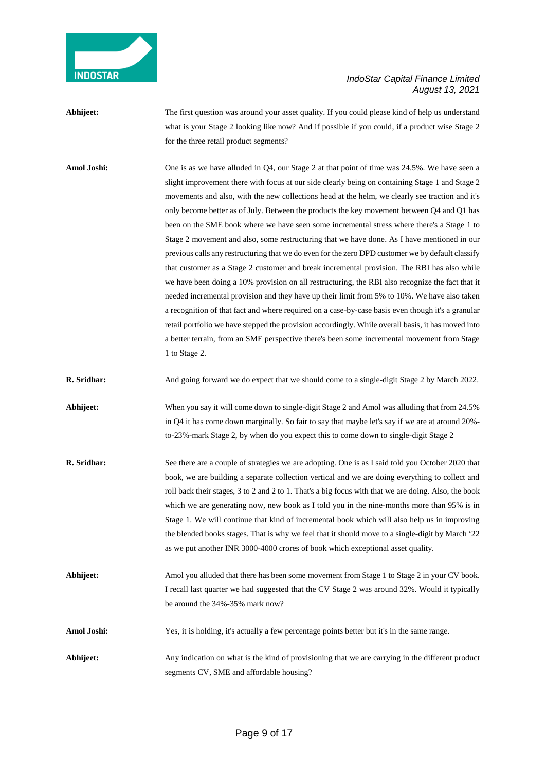**Abhijeet:** The first question was around your asset quality. If you could please kind of help us understand what is your Stage 2 looking like now? And if possible if you could, if a product wise Stage 2 for the three retail product segments?

**Amol Joshi:** One is as we have alluded in Q4, our Stage 2 at that point of time was 24.5%. We have seen a slight improvement there with focus at our side clearly being on containing Stage 1 and Stage 2 movements and also, with the new collections head at the helm, we clearly see traction and it's only become better as of July. Between the products the key movement between Q4 and Q1 has been on the SME book where we have seen some incremental stress where there's a Stage 1 to Stage 2 movement and also, some restructuring that we have done. As I have mentioned in our previous calls any restructuring that we do even for the zero DPD customer we by default classify that customer as a Stage 2 customer and break incremental provision. The RBI has also while we have been doing a 10% provision on all restructuring, the RBI also recognize the fact that it needed incremental provision and they have up their limit from 5% to 10%. We have also taken a recognition of that fact and where required on a case-by-case basis even though it's a granular retail portfolio we have stepped the provision accordingly. While overall basis, it has moved into a better terrain, from an SME perspective there's been some incremental movement from Stage 1 to Stage 2.

**R. Sridhar:** And going forward we do expect that we should come to a single-digit Stage 2 by March 2022.

**Abhijeet:** When you say it will come down to single-digit Stage 2 and Amol was alluding that from 24.5% in Q4 it has come down marginally. So fair to say that maybe let's say if we are at around 20%-to-23%-mark Stage 2, by when do you expect this to come down to single-digit Stage 2

**R. Sridhar:** See there are a couple of strategies we are adopting. One is as I said told you October 2020 that book, we are building a separate collection vertical and we are doing everything to collect and roll back their stages, 3 to 2 and 2 to 1. That's a big focus with that we are doing. Also, the book which we are generating now, new book as I told you in the nine-months more than 95% is in Stage 1. We will continue that kind of incremental book which will also help us in improving the blended books stages. That is why we feel that it should move to a single-digit by March '22 as we put another INR 3000-4000 crores of book which exceptional asset quality.

**Abhijeet:** Amol you alluded that there has been some movement from Stage 1 to Stage 2 in your CV book. I recall last quarter we had suggested that the CV Stage 2 was around 32%. Would it typically be around the 34%-35% mark now?

**Amol Joshi:** Yes, it is holding, it's actually a few percentage points better but it's in the same range.

**Abhijeet:** Any indication on what is the kind of provisioning that we are carrying in the different product segments CV, SME and affordable housing?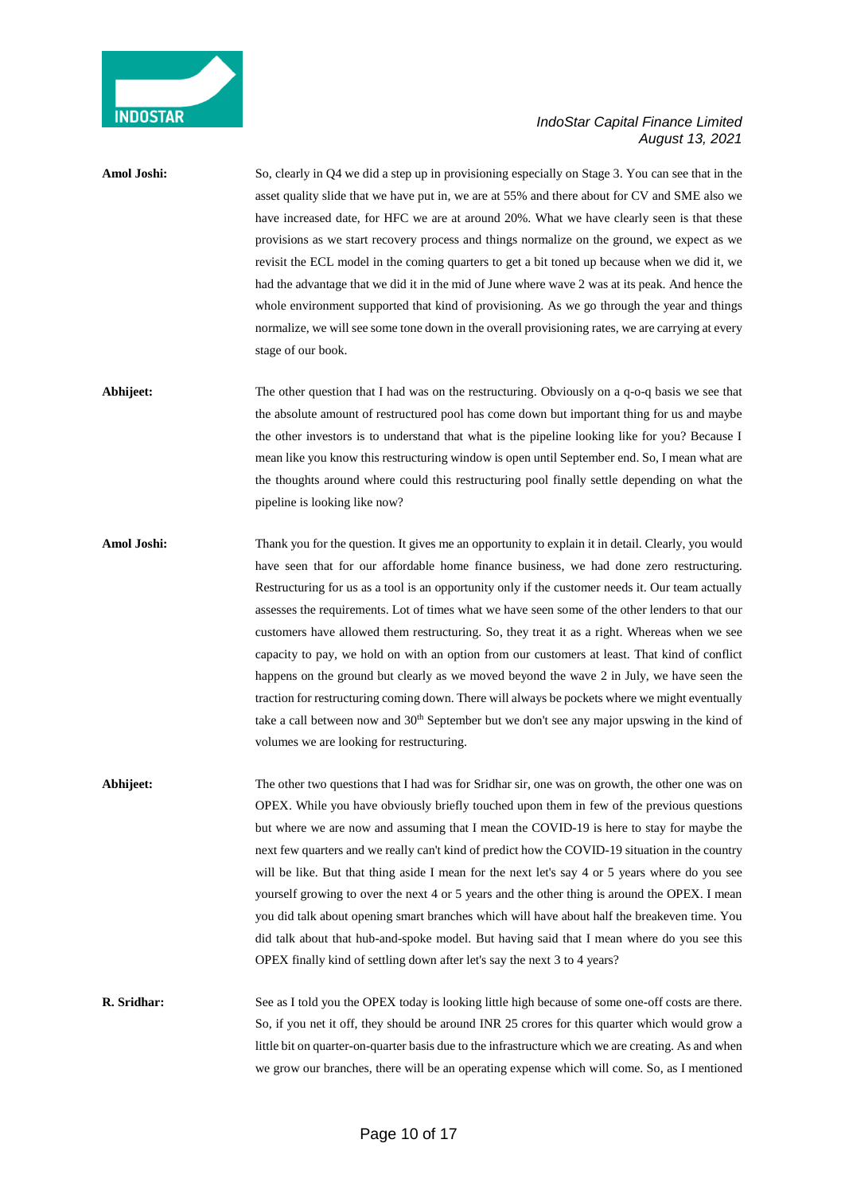**Amol Joshi:** So, clearly in Q4 we did a step up in provisioning especially on Stage 3. You can see that in the asset quality slide that we have put in, we are at 55% and there about for CV and SME also we have increased date, for HFC we are at around 20%. What we have clearly seen is that these provisions as we start recovery process and things normalize on the ground, we expect as we revisit the ECL model in the coming quarters to get a bit toned up because when we did it, we had the advantage that we did it in the mid of June where wave 2 was at its peak. And hence the whole environment supported that kind of provisioning. As we go through the year and things normalize, we will see some tone down in the overall provisioning rates, we are carrying at every stage of our book.

**Abhijeet:** The other question that I had was on the restructuring. Obviously on a q-o-q basis we see that the absolute amount of restructured pool has come down but important thing for us and maybe the other investors is to understand that what is the pipeline looking like for you? Because I mean like you know this restructuring window is open until September end. So, I mean what are the thoughts around where could this restructuring pool finally settle depending on what the pipeline is looking like now?

**Amol Joshi:** Thank you for the question. It gives me an opportunity to explain it in detail. Clearly, you would have seen that for our affordable home finance business, we had done zero restructuring. Restructuring for us as a tool is an opportunity only if the customer needs it. Our team actually assesses the requirements. Lot of times what we have seen some of the other lenders to that our customers have allowed them restructuring. So, they treat it as a right. Whereas when we see capacity to pay, we hold on with an option from our customers at least. That kind of conflict happens on the ground but clearly as we moved beyond the wave 2 in July, we have seen the traction for restructuring coming down. There will always be pockets where we might eventually take a call between now and 30th September but we don't see any major upswing in the kind of volumes we are looking for restructuring.

**Abhijeet:** The other two questions that I had was for Sridhar sir, one was on growth, the other one was on OPEX. While you have obviously briefly touched upon them in few of the previous questions but where we are now and assuming that I mean the COVID-19 is here to stay for maybe the next few quarters and we really can't kind of predict how the COVID-19 situation in the country will be like. But that thing aside I mean for the next let's say 4 or 5 years where do you see yourself growing to over the next 4 or 5 years and the other thing is around the OPEX. I mean you did talk about opening smart branches which will have about half the breakeven time. You did talk about that hub-and-spoke model. But having said that I mean where do you see this OPEX finally kind of settling down after let's say the next 3 to 4 years?

**R. Sridhar:** See as I told you the OPEX today is looking little high because of some one-off costs are there. So, if you net it off, they should be around INR 25 crores for this quarter which would grow a little bit on quarter-on-quarter basis due to the infrastructure which we are creating. As and when we grow our branches, there will be an operating expense which will come. So, as I mentioned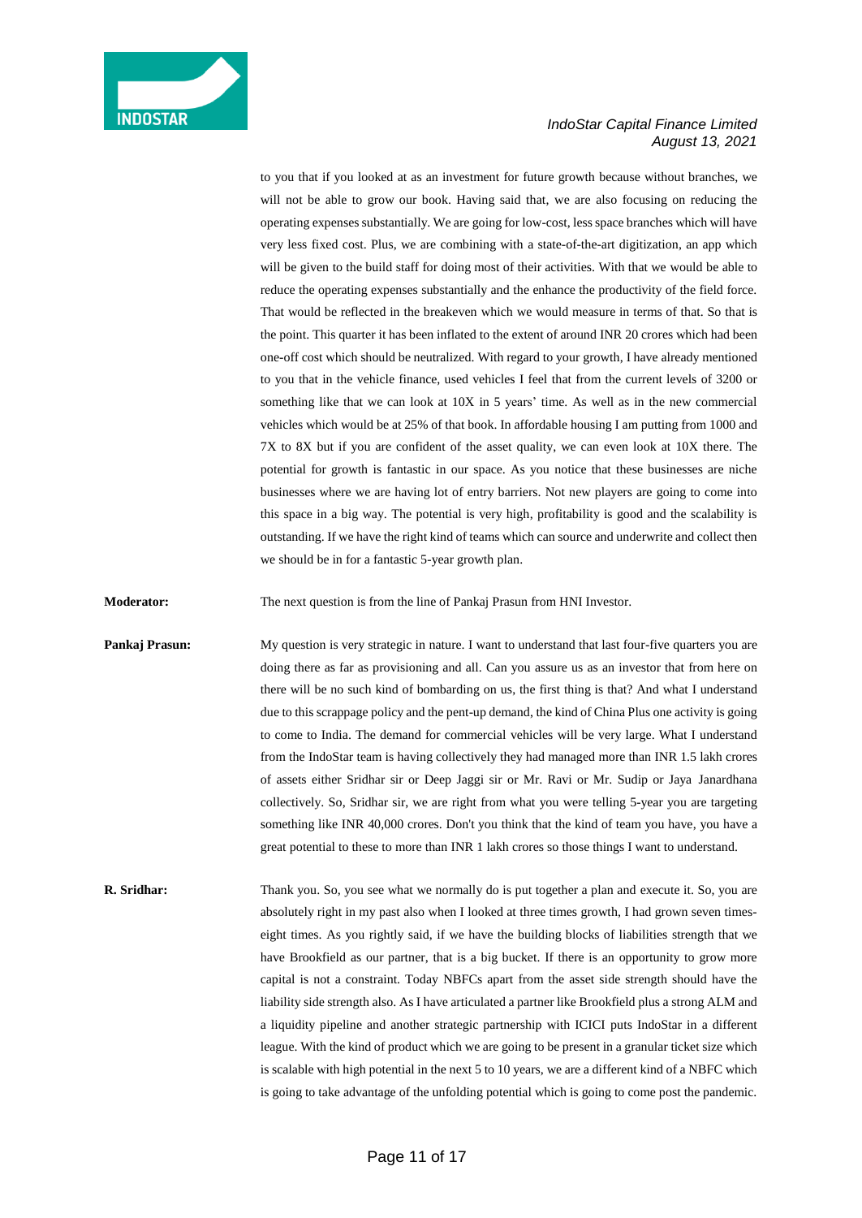to you that if you looked at as an investment for future growth because without branches, we will not be able to grow our book. Having said that, we are also focusing on reducing the operating expenses substantially. We are going for low-cost, less space branches which will have very less fixed cost. Plus, we are combining with a state-of-the-art digitization, an app which will be given to the build staff for doing most of their activities. With that we would be able to reduce the operating expenses substantially and the enhance the productivity of the field force. That would be reflected in the breakeven which we would measure in terms of that. So that is the point. This quarter it has been inflated to the extent of around INR 20 crores which had been one-off cost which should be neutralized. With regard to your growth, I have already mentioned to you that in the vehicle finance, used vehicles I feel that from the current levels of 3200 or something like that we can look at 10X in 5 years' time. As well as in the new commercial vehicles which would be at 25% of that book. In affordable housing I am putting from 1000 and 7X to 8X but if you are confident of the asset quality, we can even look at 10X there. The potential for growth is fantastic in our space. As you notice that these businesses are niche businesses where we are having lot of entry barriers. Not new players are going to come into this space in a big way. The potential is very high, profitability is good and the scalability is outstanding. If we have the right kind of teams which can source and underwrite and collect then we should be in for a fantastic 5-year growth plan.

**Moderator:** The next question is from the line of Pankaj Prasun from HNI Investor.

**Pankaj Prasun:** My question is very strategic in nature. I want to understand that last four-five quarters you are doing there as far as provisioning and all. Can you assure us as an investor that from here on there will be no such kind of bombarding on us, the first thing is that? And what I understand due to this scrappage policy and the pent-up demand, the kind of China Plus one activity is going to come to India. The demand for commercial vehicles will be very large. What I understand from the IndoStar team is having collectively they had managed more than INR 1.5 lakh crores of assets either Sridhar sir or Deep Jaggi sir or Mr. Ravi or Mr. Sudip or Jaya Janardhana collectively. So, Sridhar sir, we are right from what you were telling 5-year you are targeting something like INR 40,000 crores. Don't you think that the kind of team you have, you have a great potential to these to more than INR 1 lakh crores so those things I want to understand.

**R. Sridhar:** Thank you. So, you see what we normally do is put together a plan and execute it. So, you are absolutely right in my past also when I looked at three times growth, I had grown seven times-eight times. As you rightly said, if we have the building blocks of liabilities strength that we have Brookfield as our partner, that is a big bucket. If there is an opportunity to grow more capital is not a constraint. Today NBFCs apart from the asset side strength should have the liability side strength also. As I have articulated a partner like Brookfield plus a strong ALM and a liquidity pipeline and another strategic partnership with ICICI puts IndoStar in a different league. With the kind of product which we are going to be present in a granular ticket size which is scalable with high potential in the next 5 to 10 years, we are a different kind of a NBFC which is going to take advantage of the unfolding potential which is going to come post the pandemic.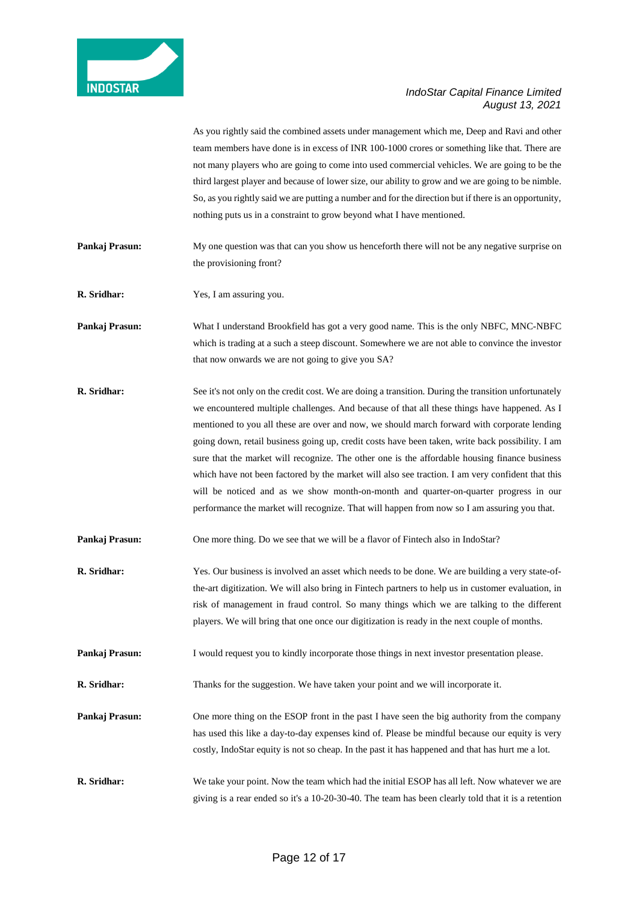As you rightly said the combined assets under management which me, Deep and Ravi and other team members have done is in excess of INR 100-1000 crores or something like that. There are not many players who are going to come into used commercial vehicles. We are going to be the third largest player and because of lower size, our ability to grow and we are going to be nimble. So, as you rightly said we are putting a number and for the direction but if there is an opportunity, nothing puts us in a constraint to grow beyond what I have mentioned.

**Pankaj Prasun:** My one question was that can you show us henceforth there will not be any negative surprise on the provisioning front?

**R. Sridhar:** Yes, I am assuring you.

**Pankaj Prasun:** What I understand Brookfield has got a very good name. This is the only NBFC, MNC-NBFC which is trading at a such a steep discount. Somewhere we are not able to convince the investor that now onwards we are not going to give you SA?

**R. Sridhar:** See it's not only on the credit cost. We are doing a transition. During the transition unfortunately we encountered multiple challenges. And because of that all these things have happened. As I mentioned to you all these are over and now, we should march forward with corporate lending going down, retail business going up, credit costs have been taken, write back possibility. I am sure that the market will recognize. The other one is the affordable housing finance business which have not been factored by the market will also see traction. I am very confident that this will be noticed and as we show month-on-month and quarter-on-quarter progress in our performance the market will recognize. That will happen from now so I am assuring you that.

**Pankaj Prasun:** One more thing. Do we see that we will be a flavor of Fintech also in IndoStar?

**R. Sridhar:** Yes. Our business is involved an asset which needs to be done. We are building a very state-of-the-art digitization. We will also bring in Fintech partners to help us in customer evaluation, in risk of management in fraud control. So many things which we are talking to the different players. We will bring that one once our digitization is ready in the next couple of months.

**Pankaj Prasun:** I would request you to kindly incorporate those things in next investor presentation please.

**R. Sridhar:** Thanks for the suggestion. We have taken your point and we will incorporate it.

**Pankaj Prasun:** One more thing on the ESOP front in the past I have seen the big authority from the company has used this like a day-to-day expenses kind of. Please be mindful because our equity is very costly, IndoStar equity is not so cheap. In the past it has happened and that has hurt me a lot.

**R. Sridhar:** We take your point. Now the team which had the initial ESOP has all left. Now whatever we are giving is a rear ended so it's a 10-20-30-40. The team has been clearly told that it is a retention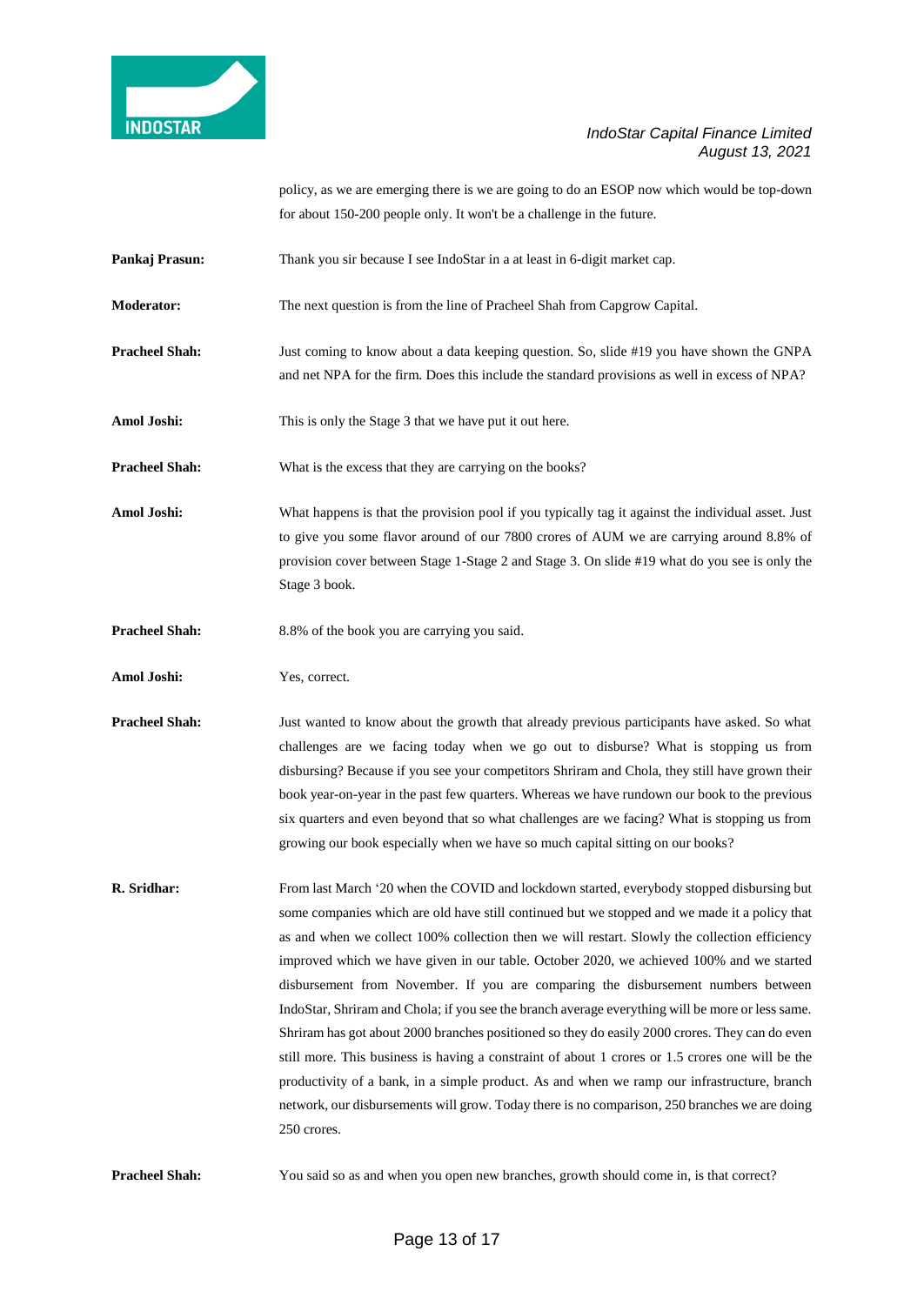policy, as we are emerging there is we are going to do an ESOP now which would be top-down for about 150-200 people only. It won't be a challenge in the future.

**Pankaj Prasun:** Thank you sir because I see IndoStar in a at least in 6-digit market cap.

**Moderator:** The next question is from the line of Pracheel Shah from Capgrow Capital.

**Pracheel Shah:** Just coming to know about a data keeping question. So, slide #19 you have shown the GNPA and net NPA for the firm. Does this include the standard provisions as well in excess of NPA?

**Amol Joshi:** This is only the Stage 3 that we have put it out here.

**Pracheel Shah:** What is the excess that they are carrying on the books?

**Amol Joshi:** What happens is that the provision pool if you typically tag it against the individual asset. Just to give you some flavor around of our 7800 crores of AUM we are carrying around 8.8% of provision cover between Stage 1-Stage 2 and Stage 3. On slide #19 what do you see is only the Stage 3 book.

**Pracheel Shah:** 8.8% of the book you are carrying you said.

**Amol Joshi:** Yes, correct.

**Pracheel Shah:** Just wanted to know about the growth that already previous participants have asked. So what challenges are we facing today when we go out to disburse? What is stopping us from disbursing? Because if you see your competitors Shriram and Chola, they still have grown their book year-on-year in the past few quarters. Whereas we have rundown our book to the previous six quarters and even beyond that so what challenges are we facing? What is stopping us from growing our book especially when we have so much capital sitting on our books?

**R. Sridhar:** From last March '20 when the COVID and lockdown started, everybody stopped disbursing but some companies which are old have still continued but we stopped and we made it a policy that as and when we collect 100% collection then we will restart. Slowly the collection efficiency improved which we have given in our table. October 2020, we achieved 100% and we started disbursement from November. If you are comparing the disbursement numbers between IndoStar, Shriram and Chola; if you see the branch average everything will be more or less same. Shriram has got about 2000 branches positioned so they do easily 2000 crores. They can do even still more. This business is having a constraint of about 1 crores or 1.5 crores one will be the productivity of a bank, in a simple product. As and when we ramp our infrastructure, branch network, our disbursements will grow. Today there is no comparison, 250 branches we are doing 250 crores.

**Pracheel Shah:** You said so as and when you open new branches, growth should come in, is that correct?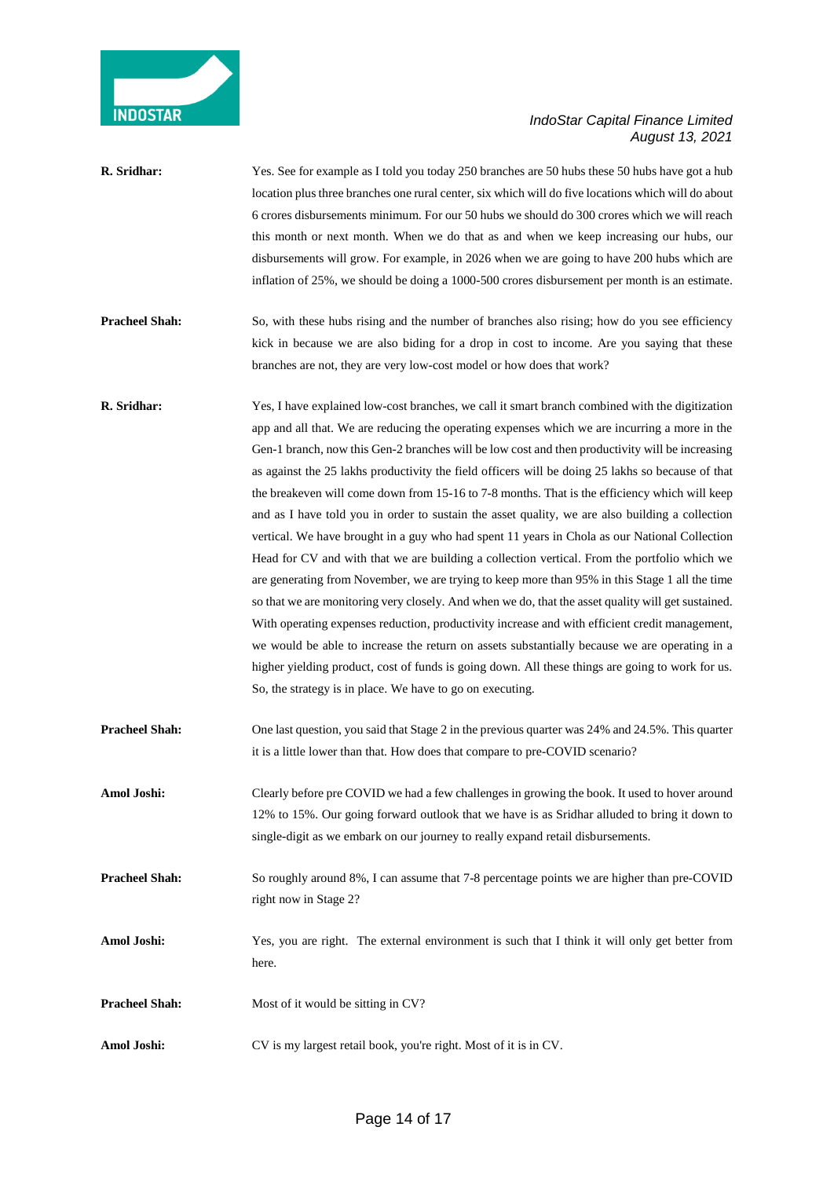**R. Sridhar:** Yes. See for example as I told you today 250 branches are 50 hubs these 50 hubs have got a hub location plus three branches one rural center, six which will do five locations which will do about 6 crores disbursements minimum. For our 50 hubs we should do 300 crores which we will reach this month or next month. When we do that as and when we keep increasing our hubs, our disbursements will grow. For example, in 2026 when we are going to have 200 hubs which are inflation of 25%, we should be doing a 1000-500 crores disbursement per month is an estimate.

**Pracheel Shah:** So, with these hubs rising and the number of branches also rising; how do you see efficiency kick in because we are also biding for a drop in cost to income. Are you saying that these branches are not, they are very low-cost model or how does that work?

**R. Sridhar:** Yes, I have explained low-cost branches, we call it smart branch combined with the digitization app and all that. We are reducing the operating expenses which we are incurring a more in the Gen-1 branch, now this Gen-2 branches will be low cost and then productivity will be increasing as against the 25 lakhs productivity the field officers will be doing 25 lakhs so because of that the breakeven will come down from 15-16 to 7-8 months. That is the efficiency which will keep and as I have told you in order to sustain the asset quality, we are also building a collection vertical. We have brought in a guy who had spent 11 years in Chola as our National Collection Head for CV and with that we are building a collection vertical. From the portfolio which we are generating from November, we are trying to keep more than 95% in this Stage 1 all the time so that we are monitoring very closely. And when we do, that the asset quality will get sustained. With operating expenses reduction, productivity increase and with efficient credit management, we would be able to increase the return on assets substantially because we are operating in a higher yielding product, cost of funds is going down. All these things are going to work for us. So, the strategy is in place. We have to go on executing.

**Pracheel Shah:** One last question, you said that Stage 2 in the previous quarter was 24% and 24.5%. This quarter it is a little lower than that. How does that compare to pre-COVID scenario?

**Amol Joshi:** Clearly before pre COVID we had a few challenges in growing the book. It used to hover around 12% to 15%. Our going forward outlook that we have is as Sridhar alluded to bring it down to single-digit as we embark on our journey to really expand retail disbursements.

**Pracheel Shah:** So roughly around 8%, I can assume that 7-8 percentage points we are higher than pre-COVID right now in Stage 2?

**Amol Joshi:** Yes, you are right. The external environment is such that I think it will only get better from here.

**Pracheel Shah:** Most of it would be sitting in CV?

**Amol Joshi:** CV is my largest retail book, you're right. Most of it is in CV.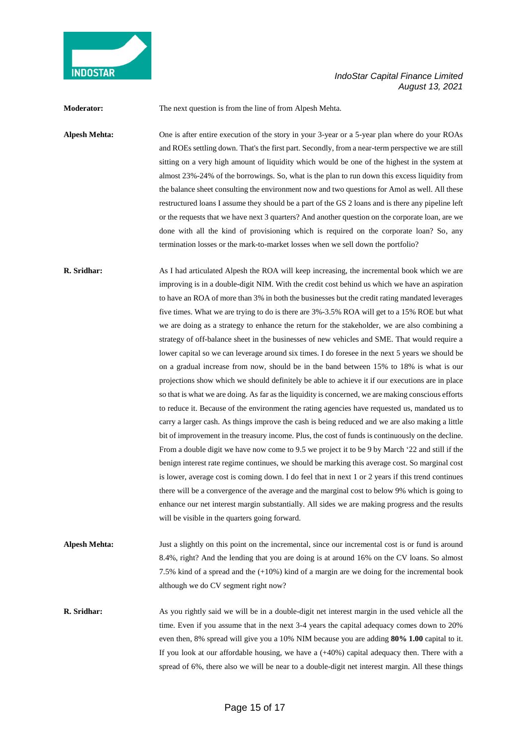**Moderator:** The next question is from the line of from Alpesh Mehta.

**Alpesh Mehta:** One is after entire execution of the story in your 3-year or a 5-year plan where do your ROAs and ROEs settling down. That's the first part. Secondly, from a near-term perspective we are still sitting on a very high amount of liquidity which would be one of the highest in the system at almost 23%-24% of the borrowings. So, what is the plan to run down this excess liquidity from the balance sheet consulting the environment now and two questions for Amol as well. All these restructured loans I assume they should be a part of the GS 2 loans and is there any pipeline left or the requests that we have next 3 quarters? And another question on the corporate loan, are we done with all the kind of provisioning which is required on the corporate loan? So, any termination losses or the mark-to-market losses when we sell down the portfolio?

**R. Sridhar:** As I had articulated Alpesh the ROA will keep increasing, the incremental book which we are improving is in a double-digit NIM. With the credit cost behind us which we have an aspiration to have an ROA of more than 3% in both the businesses but the credit rating mandated leverages five times. What we are trying to do is there are 3%-3.5% ROA will get to a 15% ROE but what we are doing as a strategy to enhance the return for the stakeholder, we are also combining a strategy of off-balance sheet in the businesses of new vehicles and SME. That would require a lower capital so we can leverage around six times. I do foresee in the next 5 years we should be on a gradual increase from now, should be in the band between 15% to 18% is what is our projections show which we should definitely be able to achieve it if our executions are in place so that is what we are doing. As far as the liquidity is concerned, we are making conscious efforts to reduce it. Because of the environment the rating agencies have requested us, mandated us to carry a larger cash. As things improve the cash is being reduced and we are also making a little bit of improvement in the treasury income. Plus, the cost of funds is continuously on the decline. From a double digit we have now come to 9.5 we project it to be 9 by March '22 and still if the benign interest rate regime continues, we should be marking this average cost. So marginal cost is lower, average cost is coming down. I do feel that in next 1 or 2 years if this trend continues there will be a convergence of the average and the marginal cost to below 9% which is going to enhance our net interest margin substantially. All sides we are making progress and the results will be visible in the quarters going forward.

**Alpesh Mehta:** Just a slightly on this point on the incremental, since our incremental cost is or fund is around 8.4%, right? And the lending that you are doing is at around 16% on the CV loans. So almost 7.5% kind of a spread and the (+10%) kind of a margin are we doing for the incremental book although we do CV segment right now?

**R. Sridhar:** As you rightly said we will be in a double-digit net interest margin in the used vehicle all the time. Even if you assume that in the next 3-4 years the capital adequacy comes down to 20% even then, 8% spread will give you a 10% NIM because you are adding **80% 1.00** capital to it. If you look at our affordable housing, we have a (+40%) capital adequacy then. There with a spread of 6%, there also we will be near to a double-digit net interest margin. All these things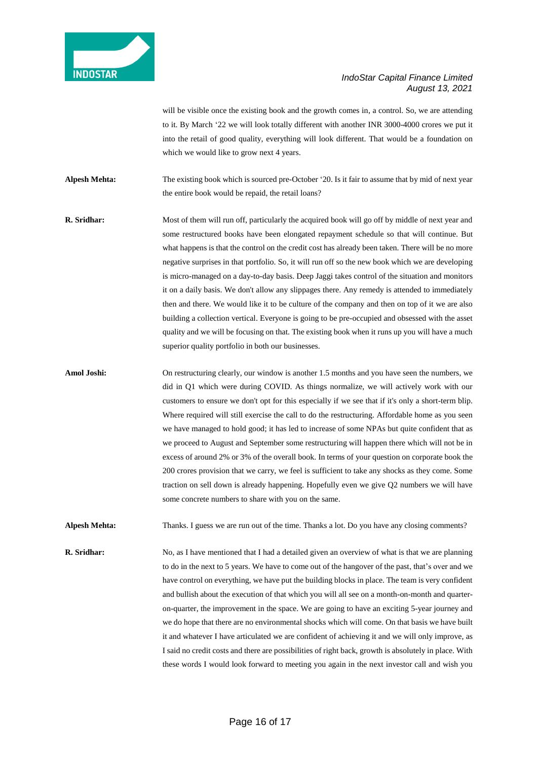will be visible once the existing book and the growth comes in, a control. So, we are attending to it. By March '22 we will look totally different with another INR 3000-4000 crores we put it into the retail of good quality, everything will look different. That would be a foundation on which we would like to grow next 4 years.

**Alpesh Mehta:** The existing book which is sourced pre-October '20. Is it fair to assume that by mid of next year the entire book would be repaid, the retail loans?

**R. Sridhar:** Most of them will run off, particularly the acquired book will go off by middle of next year and some restructured books have been elongated repayment schedule so that will continue. But what happens is that the control on the credit cost has already been taken. There will be no more negative surprises in that portfolio. So, it will run off so the new book which we are developing is micro-managed on a day-to-day basis. Deep Jaggi takes control of the situation and monitors it on a daily basis. We don't allow any slippages there. Any remedy is attended to immediately then and there. We would like it to be culture of the company and then on top of it we are also building a collection vertical. Everyone is going to be pre-occupied and obsessed with the asset quality and we will be focusing on that. The existing book when it runs up you will have a much superior quality portfolio in both our businesses.

**Amol Joshi:** On restructuring clearly, our window is another 1.5 months and you have seen the numbers, we did in Q1 which were during COVID. As things normalize, we will actively work with our customers to ensure we don't opt for this especially if we see that if it's only a short-term blip. Where required will still exercise the call to do the restructuring. Affordable home as you seen we have managed to hold good; it has led to increase of some NPAs but quite confident that as we proceed to August and September some restructuring will happen there which will not be in excess of around 2% or 3% of the overall book. In terms of your question on corporate book the 200 crores provision that we carry, we feel is sufficient to take any shocks as they come. Some traction on sell down is already happening. Hopefully even we give Q2 numbers we will have some concrete numbers to share with you on the same.

**Alpesh Mehta:** Thanks. I guess we are run out of the time. Thanks a lot. Do you have any closing comments?

**R. Sridhar:** No, as I have mentioned that I had a detailed given an overview of what is that we are planning to do in the next to 5 years. We have to come out of the hangover of the past, that's over and we have control on everything, we have put the building blocks in place. The team is very confident and bullish about the execution of that which you will all see on a month-on-month and quarter-on-quarter, the improvement in the space. We are going to have an exciting 5-year journey and we do hope that there are no environmental shocks which will come. On that basis we have built it and whatever I have articulated we are confident of achieving it and we will only improve, as I said no credit costs and there are possibilities of right back, growth is absolutely in place. With these words I would look forward to meeting you again in the next investor call and wish you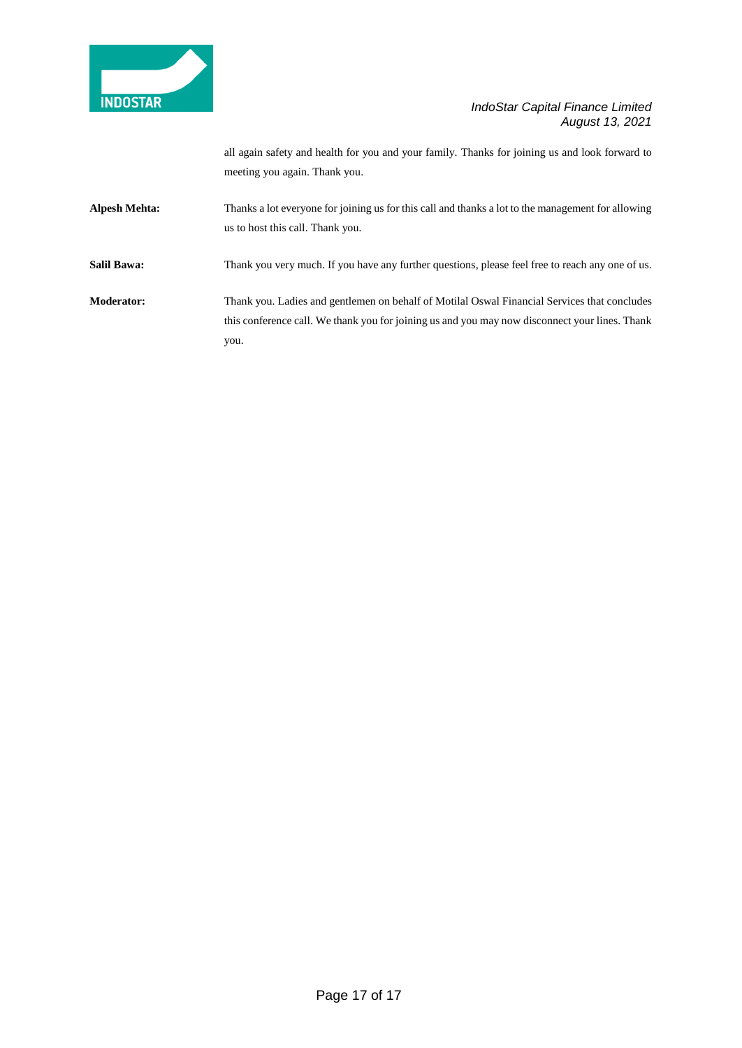all again safety and health for you and your family. Thanks for joining us and look forward to meeting you again. Thank you.

**Alpesh Mehta:** Thanks a lot everyone for joining us for this call and thanks a lot to the management for allowing us to host this call. Thank you.

**Salil Bawa:** Thank you very much. If you have any further questions, please feel free to reach any one of us.

**Moderator:** Thank you. Ladies and gentlemen on behalf of Motilal Oswal Financial Services that concludes this conference call. We thank you for joining us and you may now disconnect your lines. Thank you.